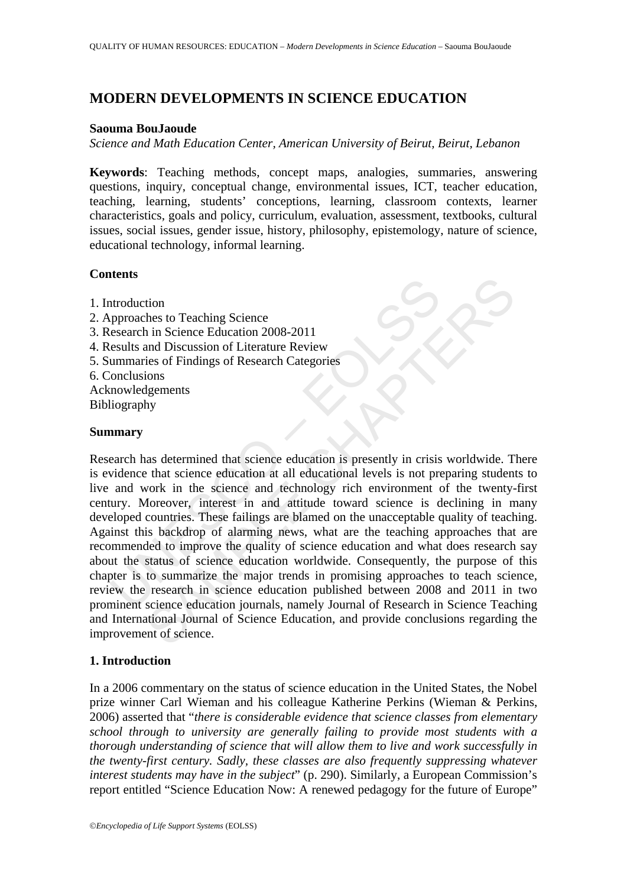# MODERN DEVELOPMENTS IN SCIENCE EDUCATION

**Saouma BouJaoude**

*Science and Math Education Center, American University of Beirut, Beirut, Lebanon*

**Keywords**: Teaching methods, concept maps, analogies, summaries, answering questions, inquiry, conceptual change, environmental issues, ICT, teacher education, teaching, learning, students' conceptions, learning, classroom contexts, learner characteristics, goals and policy, curriculum, evaluation, assessment, textbooks, cultural issues, social issues, gender issue, history, philosophy, epistemology, nature of science, educational technology, informal learning.

**Contents**

1. Introduction
2. Approaches to Teaching Science
3. Research in Science Education 2008-2011
4. Results and Discussion of Literature Review
5. Summaries of Findings of Research Categories
6. Conclusions

Acknowledgements
Bibliography

**Summary**

Research has determined that science education is presently in crisis worldwide. There is evidence that science education at all educational levels is not preparing students to live and work in the science and technology rich environment of the twenty-first century. Moreover, interest in and attitude toward science is declining in many developed countries. These failings are blamed on the unacceptable quality of teaching. Against this backdrop of alarming news, what are the teaching approaches that are recommended to improve the quality of science education and what does research say about the status of science education worldwide. Consequently, the purpose of this chapter is to summarize the major trends in promising approaches to teach science, review the research in science education published between 2008 and 2011 in two prominent science education journals, namely Journal of Research in Science Teaching and International Journal of Science Education, and provide conclusions regarding the improvement of science.

## 1. Introduction

In a 2006 commentary on the status of science education in the United States, the Nobel prize winner Carl Wieman and his colleague Katherine Perkins (Wieman & Perkins, 2006) asserted that "*there is considerable evidence that science classes from elementary school through to university are generally failing to provide most students with a thorough understanding of science that will allow them to live and work successfully in the twenty-first century. Sadly, these classes are also frequently suppressing whatever interest students may have in the subject*" (p. 290). Similarly, a European Commission's report entitled "Science Education Now: A renewed pedagogy for the future of Europe"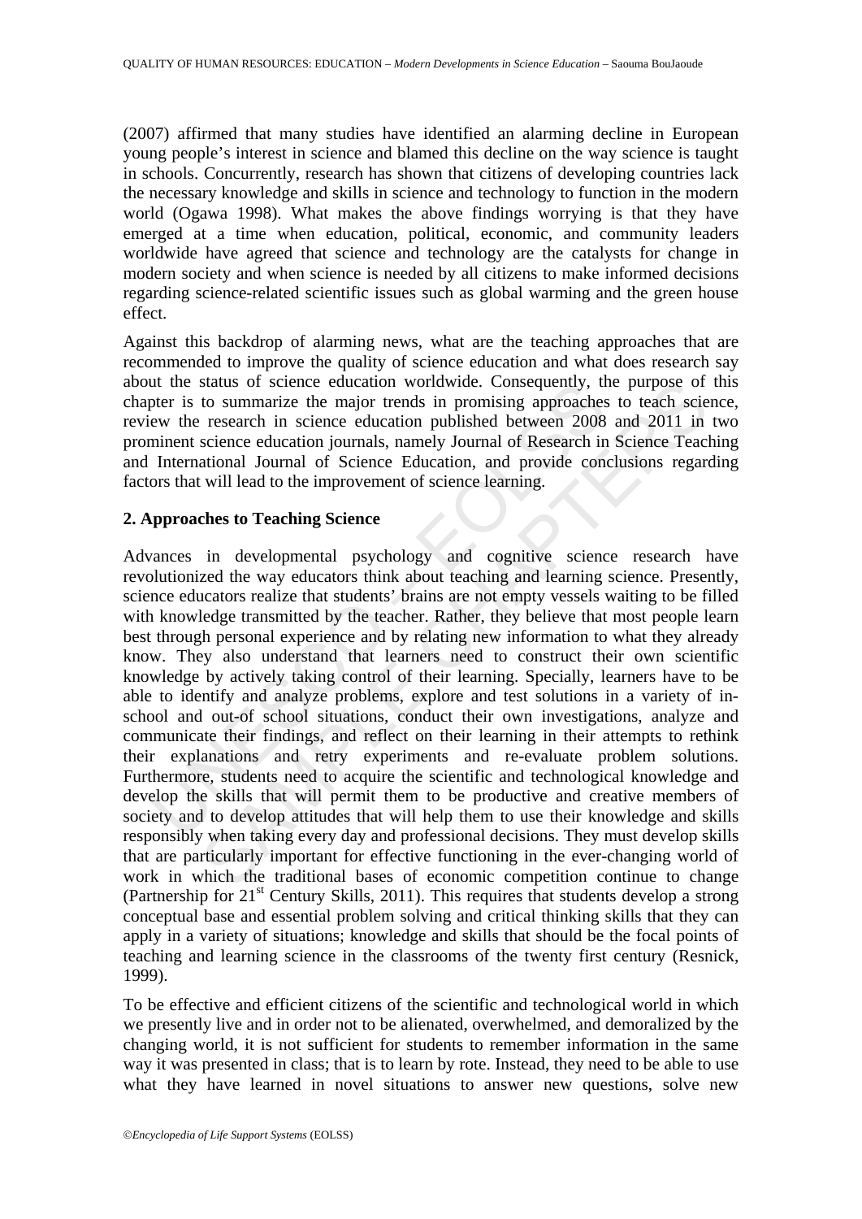(2007) affirmed that many studies have identified an alarming decline in European young people's interest in science and blamed this decline on the way science is taught in schools. Concurrently, research has shown that citizens of developing countries lack the necessary knowledge and skills in science and technology to function in the modern world (Ogawa 1998). What makes the above findings worrying is that they have emerged at a time when education, political, economic, and community leaders worldwide have agreed that science and technology are the catalysts for change in modern society and when science is needed by all citizens to make informed decisions regarding science-related scientific issues such as global warming and the green house effect.

Against this backdrop of alarming news, what are the teaching approaches that are recommended to improve the quality of science education and what does research say about the status of science education worldwide. Consequently, the purpose of this chapter is to summarize the major trends in promising approaches to teach science, review the research in science education published between 2008 and 2011 in two prominent science education journals, namely Journal of Research in Science Teaching and International Journal of Science Education, and provide conclusions regarding factors that will lead to the improvement of science learning.

## 2. Approaches to Teaching Science

Advances in developmental psychology and cognitive science research have revolutionized the way educators think about teaching and learning science. Presently, science educators realize that students' brains are not empty vessels waiting to be filled with knowledge transmitted by the teacher. Rather, they believe that most people learn best through personal experience and by relating new information to what they already know. They also understand that learners need to construct their own scientific knowledge by actively taking control of their learning. Specially, learners have to be able to identify and analyze problems, explore and test solutions in a variety of in-school and out-of school situations, conduct their own investigations, analyze and communicate their findings, and reflect on their learning in their attempts to rethink their explanations and retry experiments and re-evaluate problem solutions. Furthermore, students need to acquire the scientific and technological knowledge and develop the skills that will permit them to be productive and creative members of society and to develop attitudes that will help them to use their knowledge and skills responsibly when taking every day and professional decisions. They must develop skills that are particularly important for effective functioning in the ever-changing world of work in which the traditional bases of economic competition continue to change (Partnership for 21st Century Skills, 2011). This requires that students develop a strong conceptual base and essential problem solving and critical thinking skills that they can apply in a variety of situations; knowledge and skills that should be the focal points of teaching and learning science in the classrooms of the twenty first century (Resnick, 1999).

To be effective and efficient citizens of the scientific and technological world in which we presently live and in order not to be alienated, overwhelmed, and demoralized by the changing world, it is not sufficient for students to remember information in the same way it was presented in class; that is to learn by rote. Instead, they need to be able to use what they have learned in novel situations to answer new questions, solve new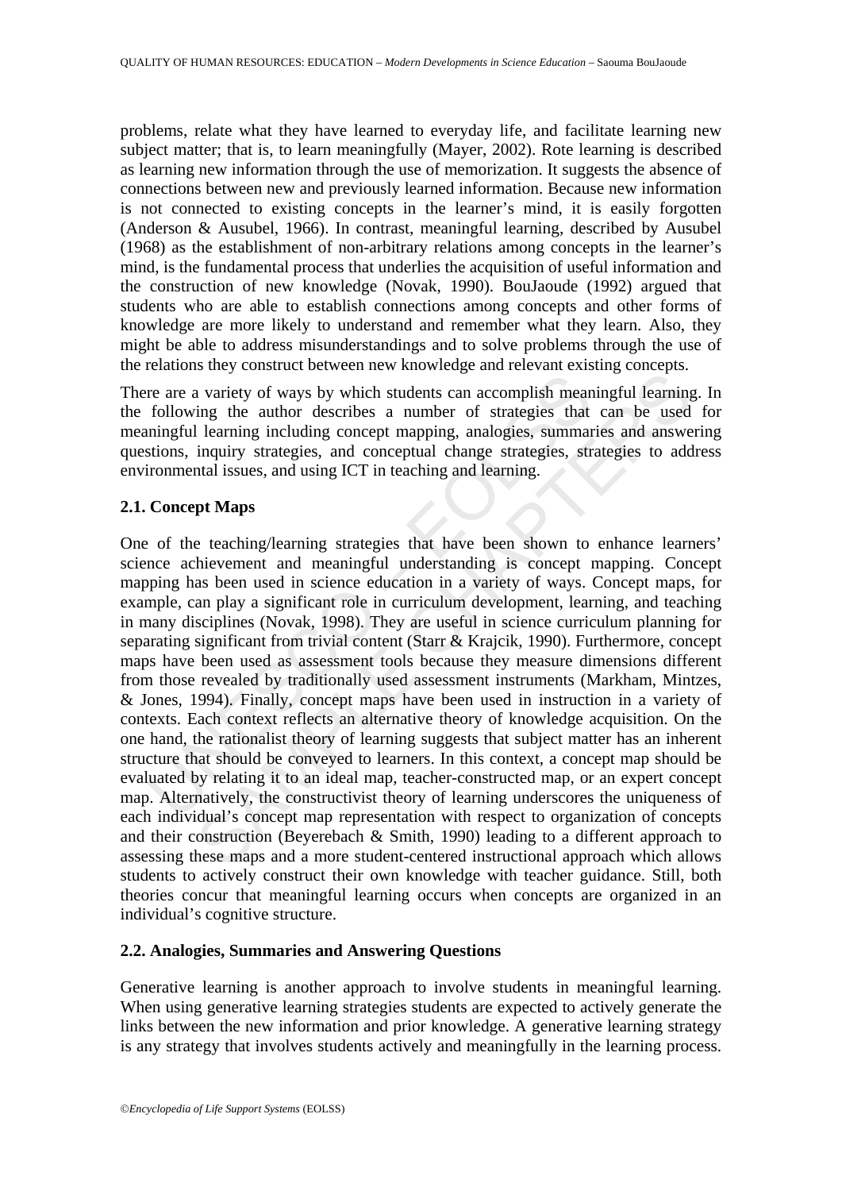problems, relate what they have learned to everyday life, and facilitate learning new subject matter; that is, to learn meaningfully (Mayer, 2002). Rote learning is described as learning new information through the use of memorization. It suggests the absence of connections between new and previously learned information. Because new information is not connected to existing concepts in the learner's mind, it is easily forgotten (Anderson & Ausubel, 1966). In contrast, meaningful learning, described by Ausubel (1968) as the establishment of non-arbitrary relations among concepts in the learner's mind, is the fundamental process that underlies the acquisition of useful information and the construction of new knowledge (Novak, 1990). BouJaoude (1992) argued that students who are able to establish connections among concepts and other forms of knowledge are more likely to understand and remember what they learn. Also, they might be able to address misunderstandings and to solve problems through the use of the relations they construct between new knowledge and relevant existing concepts.

There are a variety of ways by which students can accomplish meaningful learning. In the following the author describes a number of strategies that can be used for meaningful learning including concept mapping, analogies, summaries and answering questions, inquiry strategies, and conceptual change strategies, strategies to address environmental issues, and using ICT in teaching and learning.

### 2.1. Concept Maps

One of the teaching/learning strategies that have been shown to enhance learners' science achievement and meaningful understanding is concept mapping. Concept mapping has been used in science education in a variety of ways. Concept maps, for example, can play a significant role in curriculum development, learning, and teaching in many disciplines (Novak, 1998). They are useful in science curriculum planning for separating significant from trivial content (Starr & Krajcik, 1990). Furthermore, concept maps have been used as assessment tools because they measure dimensions different from those revealed by traditionally used assessment instruments (Markham, Mintzes, & Jones, 1994). Finally, concept maps have been used in instruction in a variety of contexts. Each context reflects an alternative theory of knowledge acquisition. On the one hand, the rationalist theory of learning suggests that subject matter has an inherent structure that should be conveyed to learners. In this context, a concept map should be evaluated by relating it to an ideal map, teacher-constructed map, or an expert concept map. Alternatively, the constructivist theory of learning underscores the uniqueness of each individual's concept map representation with respect to organization of concepts and their construction (Beyerebach & Smith, 1990) leading to a different approach to assessing these maps and a more student-centered instructional approach which allows students to actively construct their own knowledge with teacher guidance. Still, both theories concur that meaningful learning occurs when concepts are organized in an individual's cognitive structure.

### 2.2. Analogies, Summaries and Answering Questions

Generative learning is another approach to involve students in meaningful learning. When using generative learning strategies students are expected to actively generate the links between the new information and prior knowledge. A generative learning strategy is any strategy that involves students actively and meaningfully in the learning process.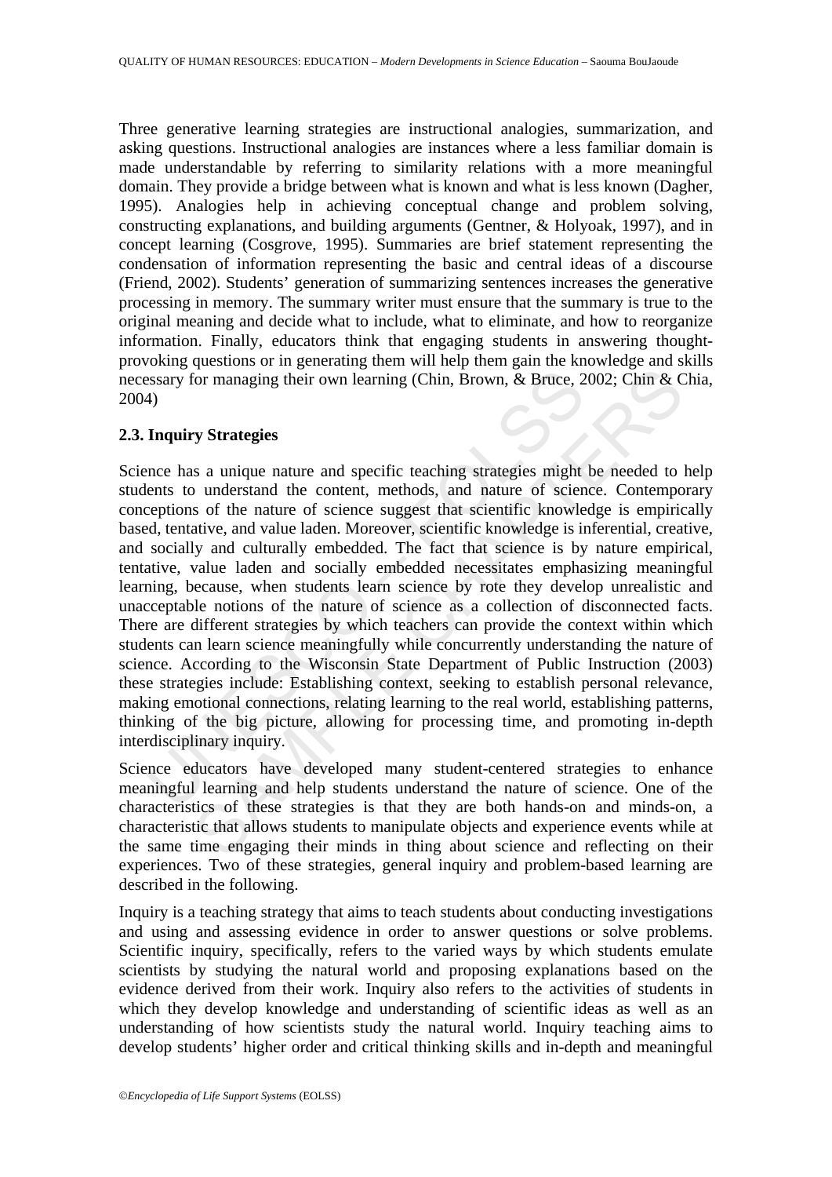Three generative learning strategies are instructional analogies, summarization, and asking questions. Instructional analogies are instances where a less familiar domain is made understandable by referring to similarity relations with a more meaningful domain. They provide a bridge between what is known and what is less known (Dagher, 1995). Analogies help in achieving conceptual change and problem solving, constructing explanations, and building arguments (Gentner, & Holyoak, 1997), and in concept learning (Cosgrove, 1995). Summaries are brief statement representing the condensation of information representing the basic and central ideas of a discourse (Friend, 2002). Students' generation of summarizing sentences increases the generative processing in memory. The summary writer must ensure that the summary is true to the original meaning and decide what to include, what to eliminate, and how to reorganize information. Finally, educators think that engaging students in answering thought-provoking questions or in generating them will help them gain the knowledge and skills necessary for managing their own learning (Chin, Brown, & Bruce, 2002; Chin & Chia, 2004)

### 2.3. Inquiry Strategies

Science has a unique nature and specific teaching strategies might be needed to help students to understand the content, methods, and nature of science. Contemporary conceptions of the nature of science suggest that scientific knowledge is empirically based, tentative, and value laden. Moreover, scientific knowledge is inferential, creative, and socially and culturally embedded. The fact that science is by nature empirical, tentative, value laden and socially embedded necessitates emphasizing meaningful learning, because, when students learn science by rote they develop unrealistic and unacceptable notions of the nature of science as a collection of disconnected facts. There are different strategies by which teachers can provide the context within which students can learn science meaningfully while concurrently understanding the nature of science. According to the Wisconsin State Department of Public Instruction (2003) these strategies include: Establishing context, seeking to establish personal relevance, making emotional connections, relating learning to the real world, establishing patterns, thinking of the big picture, allowing for processing time, and promoting in-depth interdisciplinary inquiry.

Science educators have developed many student-centered strategies to enhance meaningful learning and help students understand the nature of science. One of the characteristics of these strategies is that they are both hands-on and minds-on, a characteristic that allows students to manipulate objects and experience events while at the same time engaging their minds in thing about science and reflecting on their experiences. Two of these strategies, general inquiry and problem-based learning are described in the following.

Inquiry is a teaching strategy that aims to teach students about conducting investigations and using and assessing evidence in order to answer questions or solve problems. Scientific inquiry, specifically, refers to the varied ways by which students emulate scientists by studying the natural world and proposing explanations based on the evidence derived from their work. Inquiry also refers to the activities of students in which they develop knowledge and understanding of scientific ideas as well as an understanding of how scientists study the natural world. Inquiry teaching aims to develop students' higher order and critical thinking skills and in-depth and meaningful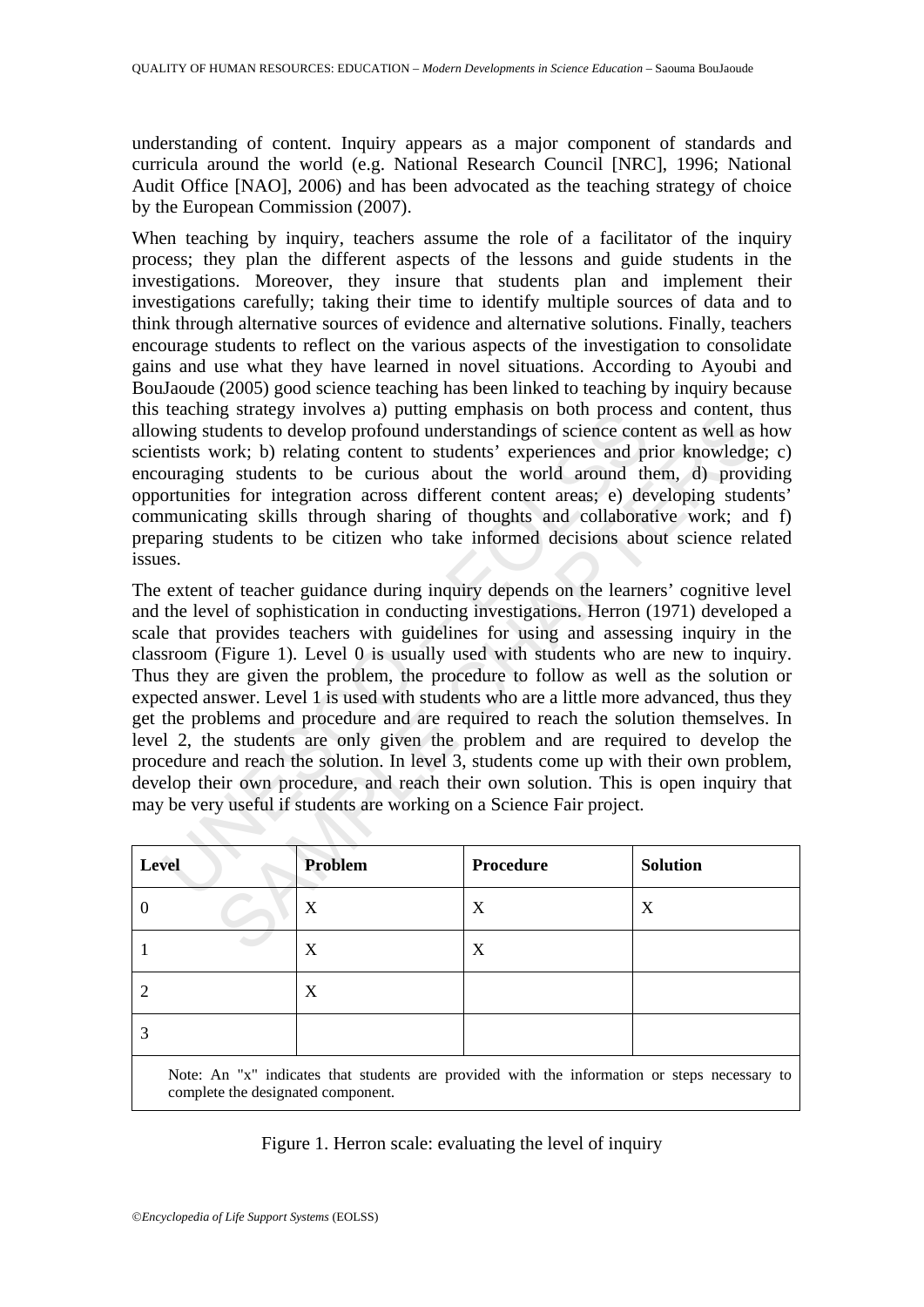understanding of content. Inquiry appears as a major component of standards and curricula around the world (e.g. National Research Council [NRC], 1996; National Audit Office [NAO], 2006) and has been advocated as the teaching strategy of choice by the European Commission (2007).

When teaching by inquiry, teachers assume the role of a facilitator of the inquiry process; they plan the different aspects of the lessons and guide students in the investigations. Moreover, they insure that students plan and implement their investigations carefully; taking their time to identify multiple sources of data and to think through alternative sources of evidence and alternative solutions. Finally, teachers encourage students to reflect on the various aspects of the investigation to consolidate gains and use what they have learned in novel situations. According to Ayoubi and BouJaoude (2005) good science teaching has been linked to teaching by inquiry because this teaching strategy involves a) putting emphasis on both process and content, thus allowing students to develop profound understandings of science content as well as how scientists work; b) relating content to students' experiences and prior knowledge; c) encouraging students to be curious about the world around them, d) providing opportunities for integration across different content areas; e) developing students' communicating skills through sharing of thoughts and collaborative work; and f) preparing students to be citizen who take informed decisions about science related issues.

The extent of teacher guidance during inquiry depends on the learners' cognitive level and the level of sophistication in conducting investigations. Herron (1971) developed a scale that provides teachers with guidelines for using and assessing inquiry in the classroom (Figure 1). Level 0 is usually used with students who are new to inquiry. Thus they are given the problem, the procedure to follow as well as the solution or expected answer. Level 1 is used with students who are a little more advanced, thus they get the problems and procedure and are required to reach the solution themselves. In level 2, the students are only given the problem and are required to develop the procedure and reach the solution. In level 3, students come up with their own problem, develop their own procedure, and reach their own solution. This is open inquiry that may be very useful if students are working on a Science Fair project.

| Level | Problem | Procedure | Solution |
|---|---|---|---|
| 0 | X | X | X |
| 1 | X | X | |
| 2 | X | | |
| 3 | | | |
| Note: An "x" indicates that students are provided with the information or steps necessary to complete the designated component. | | | |

Figure 1. Herron scale: evaluating the level of inquiry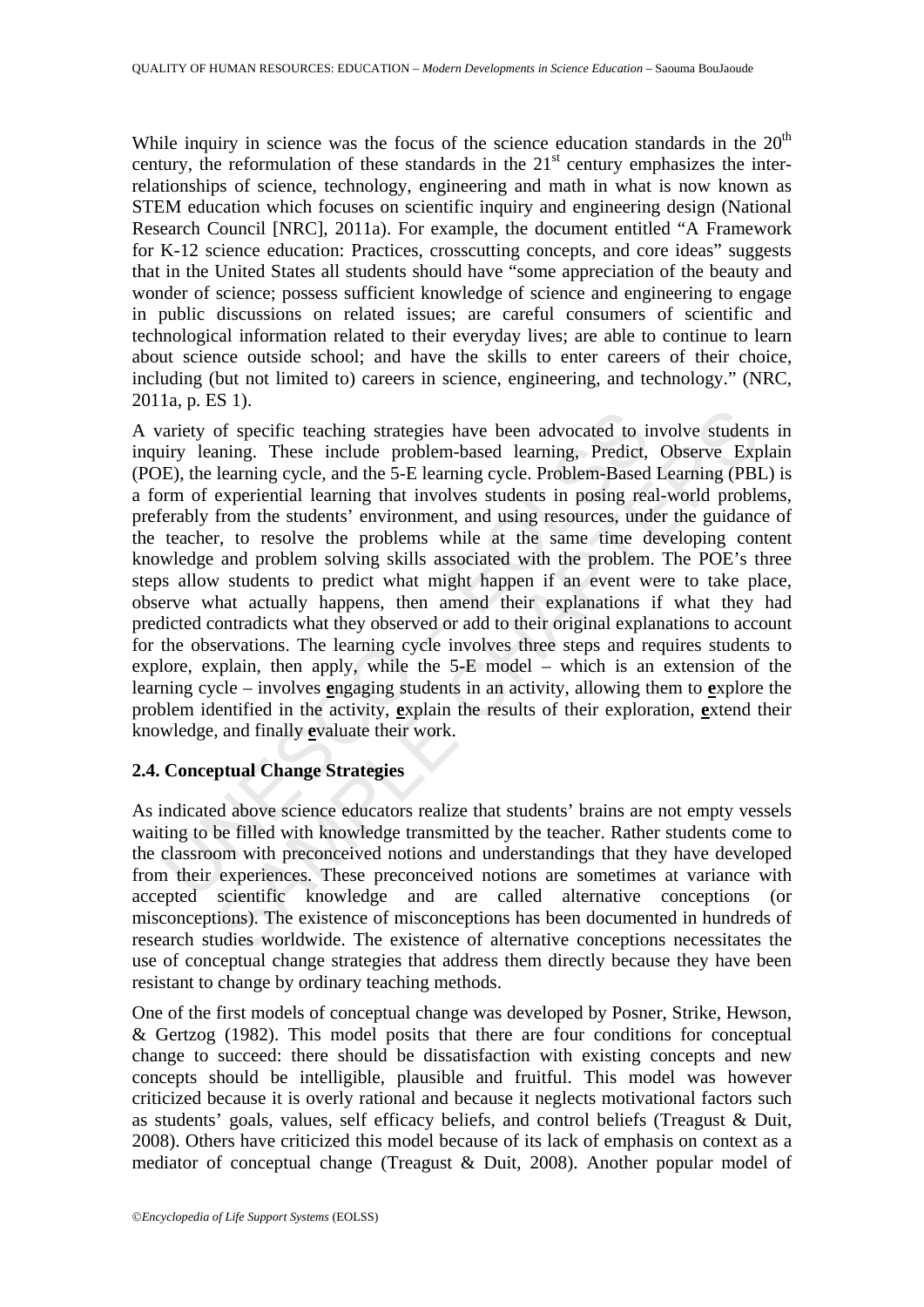While inquiry in science was the focus of the science education standards in the 20th century, the reformulation of these standards in the 21st century emphasizes the inter-relationships of science, technology, engineering and math in what is now known as STEM education which focuses on scientific inquiry and engineering design (National Research Council [NRC], 2011a). For example, the document entitled "A Framework for K-12 science education: Practices, crosscutting concepts, and core ideas" suggests that in the United States all students should have "some appreciation of the beauty and wonder of science; possess sufficient knowledge of science and engineering to engage in public discussions on related issues; are careful consumers of scientific and technological information related to their everyday lives; are able to continue to learn about science outside school; and have the skills to enter careers of their choice, including (but not limited to) careers in science, engineering, and technology." (NRC, 2011a, p. ES 1).

A variety of specific teaching strategies have been advocated to involve students in inquiry leaning. These include problem-based learning, Predict, Observe Explain (POE), the learning cycle, and the 5-E learning cycle. Problem-Based Learning (PBL) is a form of experiential learning that involves students in posing real-world problems, preferably from the students' environment, and using resources, under the guidance of the teacher, to resolve the problems while at the same time developing content knowledge and problem solving skills associated with the problem. The POE's three steps allow students to predict what might happen if an event were to take place, observe what actually happens, then amend their explanations if what they had predicted contradicts what they observed or add to their original explanations to account for the observations. The learning cycle involves three steps and requires students to explore, explain, then apply, while the 5-E model – which is an extension of the learning cycle – involves **e**ngaging students in an activity, allowing them to **e**xplore the problem identified in the activity, **e**xplain the results of their exploration, **e**xtend their knowledge, and finally **e**valuate their work.

## 2.4. Conceptual Change Strategies

As indicated above science educators realize that students' brains are not empty vessels waiting to be filled with knowledge transmitted by the teacher. Rather students come to the classroom with preconceived notions and understandings that they have developed from their experiences. These preconceived notions are sometimes at variance with accepted scientific knowledge and are called alternative conceptions (or misconceptions). The existence of misconceptions has been documented in hundreds of research studies worldwide. The existence of alternative conceptions necessitates the use of conceptual change strategies that address them directly because they have been resistant to change by ordinary teaching methods.

One of the first models of conceptual change was developed by Posner, Strike, Hewson, & Gertzog (1982). This model posits that there are four conditions for conceptual change to succeed: there should be dissatisfaction with existing concepts and new concepts should be intelligible, plausible and fruitful. This model was however criticized because it is overly rational and because it neglects motivational factors such as students' goals, values, self efficacy beliefs, and control beliefs (Treagust & Duit, 2008). Others have criticized this model because of its lack of emphasis on context as a mediator of conceptual change (Treagust & Duit, 2008). Another popular model of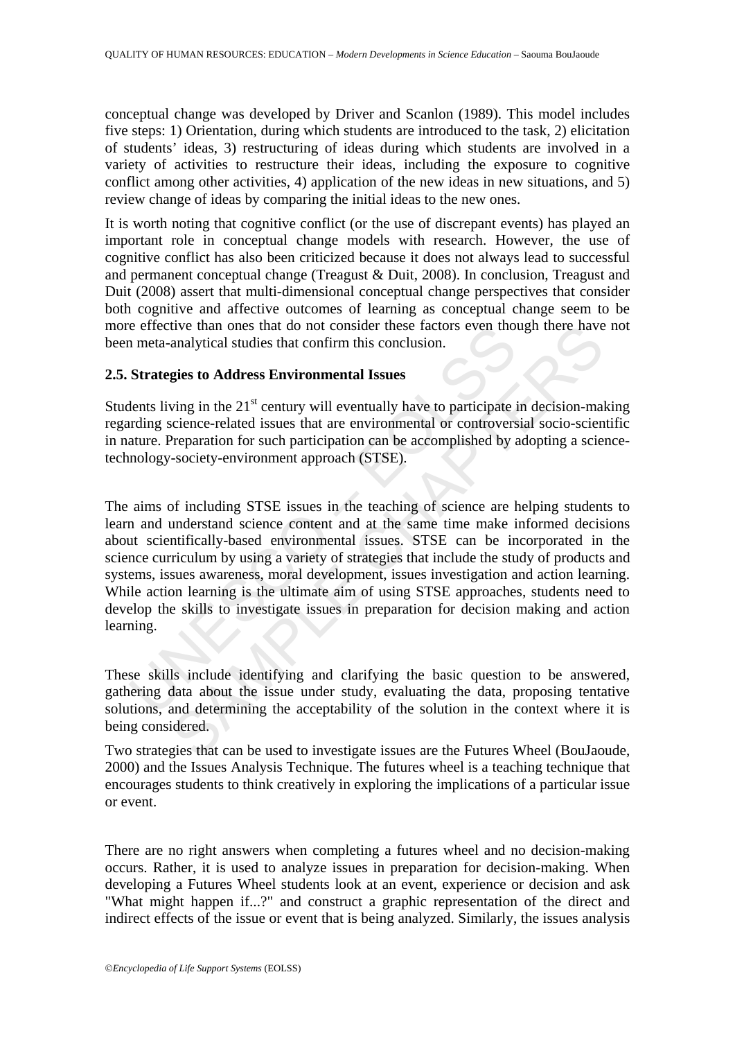conceptual change was developed by Driver and Scanlon (1989). This model includes five steps: 1) Orientation, during which students are introduced to the task, 2) elicitation of students' ideas, 3) restructuring of ideas during which students are involved in a variety of activities to restructure their ideas, including the exposure to cognitive conflict among other activities, 4) application of the new ideas in new situations, and 5) review change of ideas by comparing the initial ideas to the new ones.

It is worth noting that cognitive conflict (or the use of discrepant events) has played an important role in conceptual change models with research. However, the use of cognitive conflict has also been criticized because it does not always lead to successful and permanent conceptual change (Treagust & Duit, 2008). In conclusion, Treagust and Duit (2008) assert that multi-dimensional conceptual change perspectives that consider both cognitive and affective outcomes of learning as conceptual change seem to be more effective than ones that do not consider these factors even though there have not been meta-analytical studies that confirm this conclusion.

## 2.5. Strategies to Address Environmental Issues

Students living in the 21st century will eventually have to participate in decision-making regarding science-related issues that are environmental or controversial socio-scientific in nature. Preparation for such participation can be accomplished by adopting a science-technology-society-environment approach (STSE).

The aims of including STSE issues in the teaching of science are helping students to learn and understand science content and at the same time make informed decisions about scientifically-based environmental issues. STSE can be incorporated in the science curriculum by using a variety of strategies that include the study of products and systems, issues awareness, moral development, issues investigation and action learning. While action learning is the ultimate aim of using STSE approaches, students need to develop the skills to investigate issues in preparation for decision making and action learning.

These skills include identifying and clarifying the basic question to be answered, gathering data about the issue under study, evaluating the data, proposing tentative solutions, and determining the acceptability of the solution in the context where it is being considered.

Two strategies that can be used to investigate issues are the Futures Wheel (BouJaoude, 2000) and the Issues Analysis Technique. The futures wheel is a teaching technique that encourages students to think creatively in exploring the implications of a particular issue or event.

There are no right answers when completing a futures wheel and no decision-making occurs. Rather, it is used to analyze issues in preparation for decision-making. When developing a Futures Wheel students look at an event, experience or decision and ask "What might happen if...?" and construct a graphic representation of the direct and indirect effects of the issue or event that is being analyzed. Similarly, the issues analysis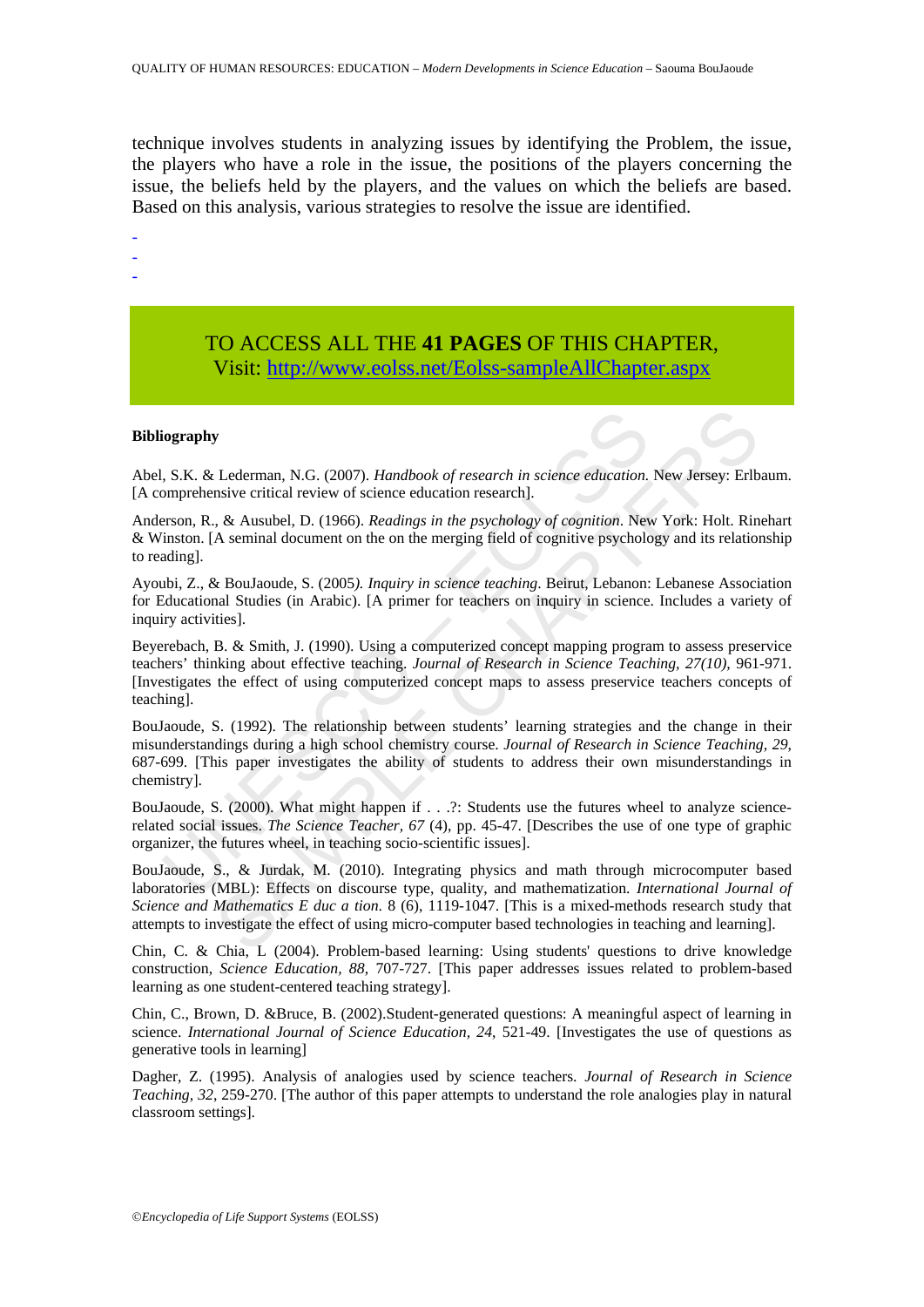technique involves students in analyzing issues by identifying the Problem, the issue, the players who have a role in the issue, the positions of the players concerning the issue, the beliefs held by the players, and the values on which the beliefs are based. Based on this analysis, various strategies to resolve the issue are identified.

-
-
-

TO ACCESS ALL THE **41 PAGES** OF THIS CHAPTER,
Visit: http://www.eolss.net/Eolss-sampleAllChapter.aspx

**Bibliography**

Abel, S.K. & Lederman, N.G. (2007). *Handbook of research in science education.* New Jersey: Erlbaum. [A comprehensive critical review of science education research].

Anderson, R., & Ausubel, D. (1966). *Readings in the psychology of cognition*. New York: Holt. Rinehart & Winston. [A seminal document on the on the merging field of cognitive psychology and its relationship to reading].

Ayoubi, Z., & BouJaoude, S. (2005*). Inquiry in science teaching*. Beirut, Lebanon: Lebanese Association for Educational Studies (in Arabic). [A primer for teachers on inquiry in science. Includes a variety of inquiry activities].

Beyerebach, B. & Smith, J. (1990). Using a computerized concept mapping program to assess preservice teachers' thinking about effective teaching. *Journal of Research in Science Teaching, 27(10),* 961-971. [Investigates the effect of using computerized concept maps to assess preservice teachers concepts of teaching].

BouJaoude, S. (1992). The relationship between students' learning strategies and the change in their misunderstandings during a high school chemistry course. *Journal of Research in Science Teaching, 29,* 687-699. [This paper investigates the ability of students to address their own misunderstandings in chemistry].

BouJaoude, S. (2000). What might happen if . . .?: Students use the futures wheel to analyze science-related social issues. *The Science Teacher, 67* (4), pp. 45-47. [Describes the use of one type of graphic organizer, the futures wheel, in teaching socio-scientific issues].

BouJaoude, S., & Jurdak, M. (2010). Integrating physics and math through microcomputer based laboratories (MBL): Effects on discourse type, quality, and mathematization. *International Journal of Science and Mathematics E duc a tion*. 8 (6), 1119-1047. [This is a mixed-methods research study that attempts to investigate the effect of using micro-computer based technologies in teaching and learning].

Chin, C. & Chia, L (2004). Problem-based learning: Using students' questions to drive knowledge construction, *Science Education, 88*, 707-727. [This paper addresses issues related to problem-based learning as one student-centered teaching strategy].

Chin, C., Brown, D. &Bruce, B. (2002).Student-generated questions: A meaningful aspect of learning in science. *International Journal of Science Education, 24*, 521-49. [Investigates the use of questions as generative tools in learning]

Dagher, Z. (1995). Analysis of analogies used by science teachers. *Journal of Research in Science Teaching, 32*, 259-270. [The author of this paper attempts to understand the role analogies play in natural classroom settings].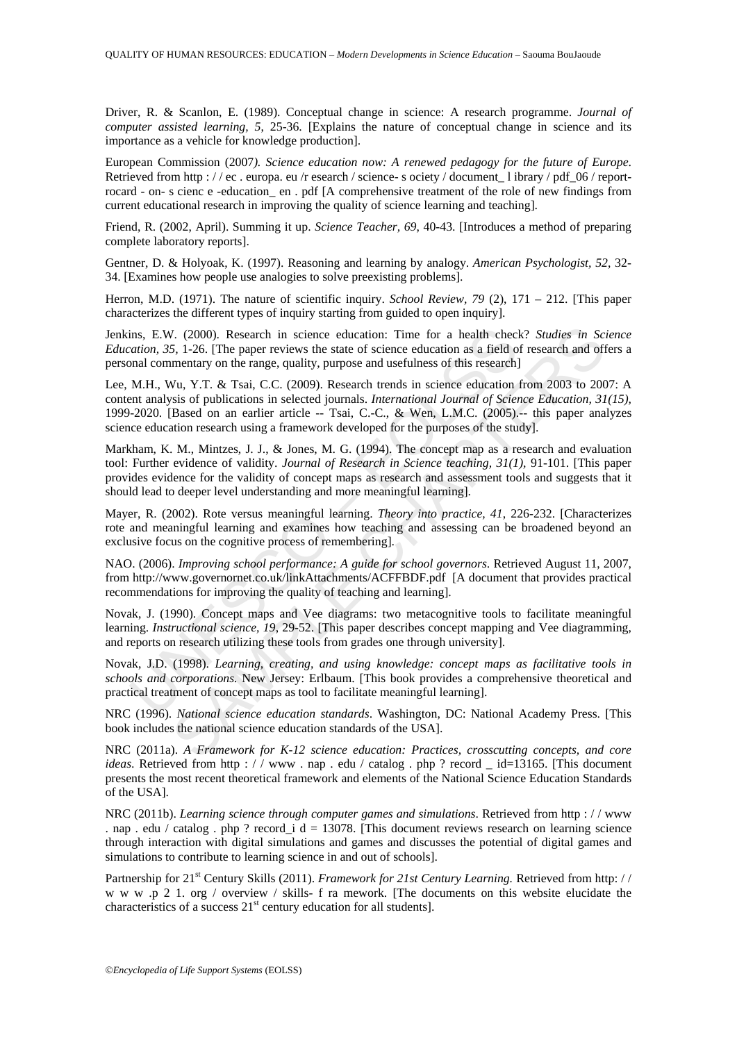Driver, R. & Scanlon, E. (1989). Conceptual change in science: A research programme. *Journal of computer assisted learning, 5,* 25-36. [Explains the nature of conceptual change in science and its importance as a vehicle for knowledge production].

European Commission (2007*). Science education now: A renewed pedagogy for the future of Europe*. Retrieved from http : / / ec . europa. eu /r esearch / science- s ociety / document_ l ibrary / pdf_06 / report-rocard - on- s cienc e -education_ en . pdf [A comprehensive treatment of the role of new findings from current educational research in improving the quality of science learning and teaching].

Friend, R. (2002, April). Summing it up. *Science Teacher, 69*, 40-43. [Introduces a method of preparing complete laboratory reports].

Gentner, D. & Holyoak, K. (1997). Reasoning and learning by analogy. *American Psychologist, 52*, 32-34. [Examines how people use analogies to solve preexisting problems].

Herron, M.D. (1971). The nature of scientific inquiry. *School Review, 79* (2), 171 – 212. [This paper characterizes the different types of inquiry starting from guided to open inquiry].

Jenkins, E.W. (2000). Research in science education: Time for a health check? *Studies in Science Education, 35,* 1-26. [The paper reviews the state of science education as a field of research and offers a personal commentary on the range, quality, purpose and usefulness of this research]

Lee, M.H., Wu, Y.T. & Tsai, C.C. (2009). Research trends in science education from 2003 to 2007: A content analysis of publications in selected journals. *International Journal of Science Education, 31(15),* 1999-2020. [Based on an earlier article -- Tsai, C.-C., & Wen, L.M.C. (2005).-- this paper analyzes science education research using a framework developed for the purposes of the study].

Markham, K. M., Mintzes, J. J., & Jones, M. G. (1994). The concept map as a research and evaluation tool: Further evidence of validity. *Journal of Research in Science teaching, 31(1)*, 91-101. [This paper provides evidence for the validity of concept maps as research and assessment tools and suggests that it should lead to deeper level understanding and more meaningful learning].

Mayer, R. (2002). Rote versus meaningful learning. *Theory into practice, 41*, 226-232. [Characterizes rote and meaningful learning and examines how teaching and assessing can be broadened beyond an exclusive focus on the cognitive process of remembering].

NAO. (2006). *Improving school performance: A guide for school governors*. Retrieved August 11, 2007, from http://www.governornet.co.uk/linkAttachments/ACFFBDF.pdf [A document that provides practical recommendations for improving the quality of teaching and learning].

Novak, J. (1990). Concept maps and Vee diagrams: two metacognitive tools to facilitate meaningful learning. *Instructional science, 19*, 29-52. [This paper describes concept mapping and Vee diagramming, and reports on research utilizing these tools from grades one through university].

Novak, J.D. (1998). *Learning, creating, and using knowledge: concept maps as facilitative tools in schools and corporations.* New Jersey: Erlbaum. [This book provides a comprehensive theoretical and practical treatment of concept maps as tool to facilitate meaningful learning].

NRC (1996). *National science education standards*. Washington, DC: National Academy Press. [This book includes the national science education standards of the USA].

NRC (2011a). *A Framework for K-12 science education: Practices, crosscutting concepts, and core ideas*. Retrieved from http : / / www . nap . edu / catalog . php ? record _ id=13165. [This document presents the most recent theoretical framework and elements of the National Science Education Standards of the USA].

NRC (2011b). *Learning science through computer games and simulations*. Retrieved from http : / / www . nap . edu / catalog . php ? record_i d = 13078. [This document reviews research on learning science through interaction with digital simulations and games and discusses the potential of digital games and simulations to contribute to learning science in and out of schools].

Partnership for 21st Century Skills (2011). *Framework for 21st Century Learning.* Retrieved from http: / / w w w .p 2 1. org / overview / skills- f ra mework. [The documents on this website elucidate the characteristics of a success 21st century education for all students].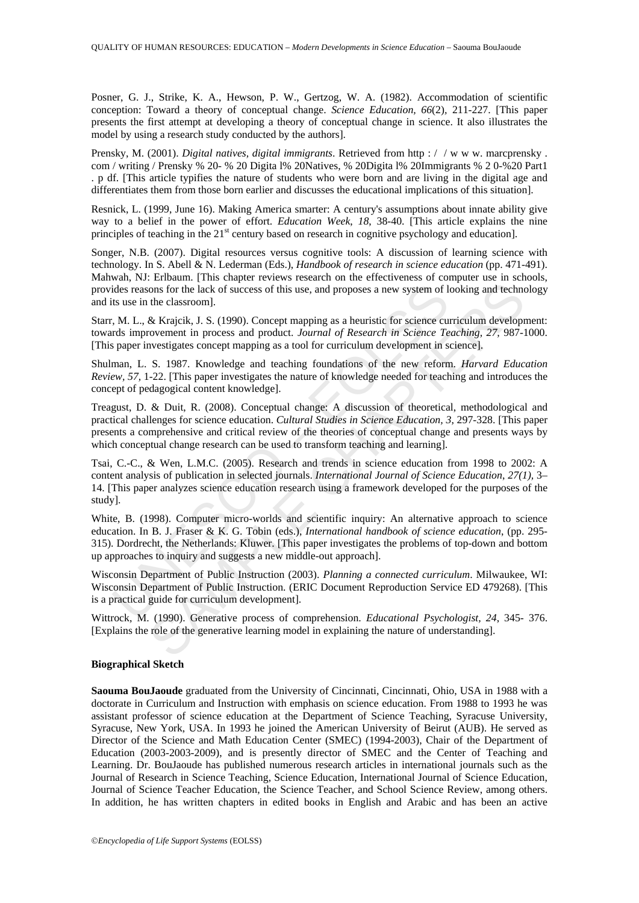Posner, G. J., Strike, K. A., Hewson, P. W., Gertzog, W. A. (1982). Accommodation of scientific conception: Toward a theory of conceptual change. *Science Education, 66*(2), 211-227. [This paper presents the first attempt at developing a theory of conceptual change in science. It also illustrates the model by using a research study conducted by the authors].

Prensky, M. (2001). *Digital natives, digital immigrants*. Retrieved from http : / / w w w. marcprensky . com / writing / Prensky % 20- % 20 Digita l% 20Natives, % 20Digita l% 20Immigrants % 2 0-%20 Part1 . p df. [This article typifies the nature of students who were born and are living in the digital age and differentiates them from those born earlier and discusses the educational implications of this situation].

Resnick, L. (1999, June 16). Making America smarter: A century's assumptions about innate ability give way to a belief in the power of effort. *Education Week, 18*, 38-40. [This article explains the nine principles of teaching in the 21st century based on research in cognitive psychology and education].

Songer, N.B. (2007). Digital resources versus cognitive tools: A discussion of learning science with technology. In S. Abell & N. Lederman (Eds.), *Handbook of research in science education* (pp. 471-491). Mahwah, NJ: Erlbaum. [This chapter reviews research on the effectiveness of computer use in schools, provides reasons for the lack of success of this use, and proposes a new system of looking and technology and its use in the classroom].

Starr, M. L., & Krajcik, J. S. (1990). Concept mapping as a heuristic for science curriculum development: towards improvement in process and product. *Journal of Research in Science Teaching, 27*, 987-1000. [This paper investigates concept mapping as a tool for curriculum development in science].

Shulman, L. S. 1987. Knowledge and teaching foundations of the new reform. *Harvard Education Review, 57*, 1-22. [This paper investigates the nature of knowledge needed for teaching and introduces the concept of pedagogical content knowledge].

Treagust, D. & Duit, R. (2008). Conceptual change: A discussion of theoretical, methodological and practical challenges for science education. *Cultural Studies in Science Education, 3*, 297-328. [This paper presents a comprehensive and critical review of the theories of conceptual change and presents ways by which conceptual change research can be used to transform teaching and learning].

Tsai, C.-C., & Wen, L.M.C. (2005). Research and trends in science education from 1998 to 2002: A content analysis of publication in selected journals. *International Journal of Science Education, 27(1)*, 3–14. [This paper analyzes science education research using a framework developed for the purposes of the study].

White, B. (1998). Computer micro-worlds and scientific inquiry: An alternative approach to science education. In B. J. Fraser & K. G. Tobin (eds.), *International handbook of science education*, (pp. 295-315). Dordrecht, the Netherlands: Kluwer. [This paper investigates the problems of top-down and bottom up approaches to inquiry and suggests a new middle-out approach].

Wisconsin Department of Public Instruction (2003). *Planning a connected curriculum*. Milwaukee, WI: Wisconsin Department of Public Instruction. (ERIC Document Reproduction Service ED 479268). [This is a practical guide for curriculum development].

Wittrock, M. (1990). Generative process of comprehension. *Educational Psychologist, 24*, 345- 376. [Explains the role of the generative learning model in explaining the nature of understanding].

### Biographical Sketch

**Saouma BouJaoude** graduated from the University of Cincinnati, Cincinnati, Ohio, USA in 1988 with a doctorate in Curriculum and Instruction with emphasis on science education. From 1988 to 1993 he was assistant professor of science education at the Department of Science Teaching, Syracuse University, Syracuse, New York, USA. In 1993 he joined the American University of Beirut (AUB). He served as Director of the Science and Math Education Center (SMEC) (1994-2003), Chair of the Department of Education (2003-2003-2009), and is presently director of SMEC and the Center of Teaching and Learning. Dr. BouJaoude has published numerous research articles in international journals such as the Journal of Research in Science Teaching, Science Education, International Journal of Science Education, Journal of Science Teacher Education, the Science Teacher, and School Science Review, among others. In addition, he has written chapters in edited books in English and Arabic and has been an active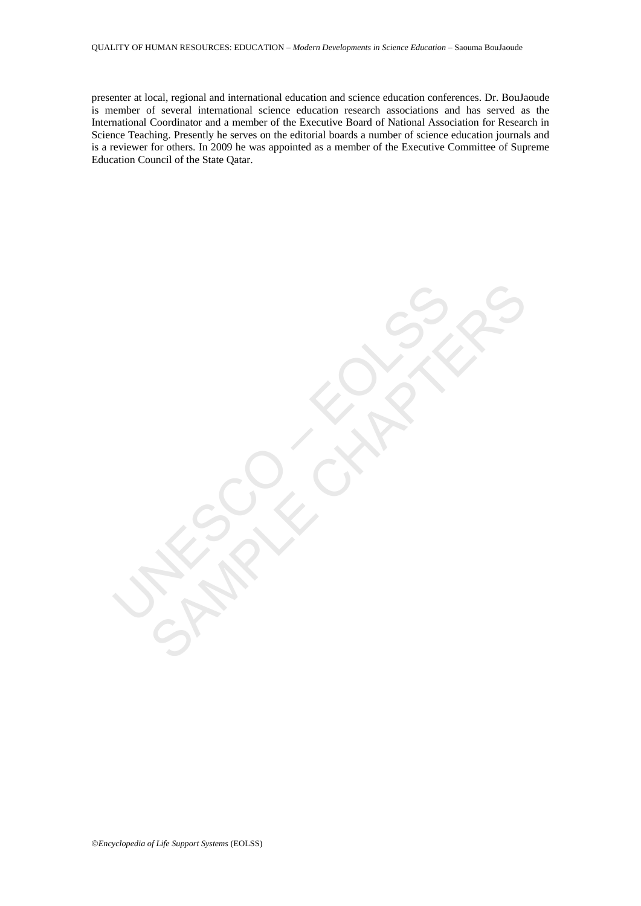presenter at local, regional and international education and science education conferences. Dr. BouJaoude is member of several international science education research associations and has served as the International Coordinator and a member of the Executive Board of National Association for Research in Science Teaching. Presently he serves on the editorial boards a number of science education journals and is a reviewer for others. In 2009 he was appointed as a member of the Executive Committee of Supreme Education Council of the State Qatar.